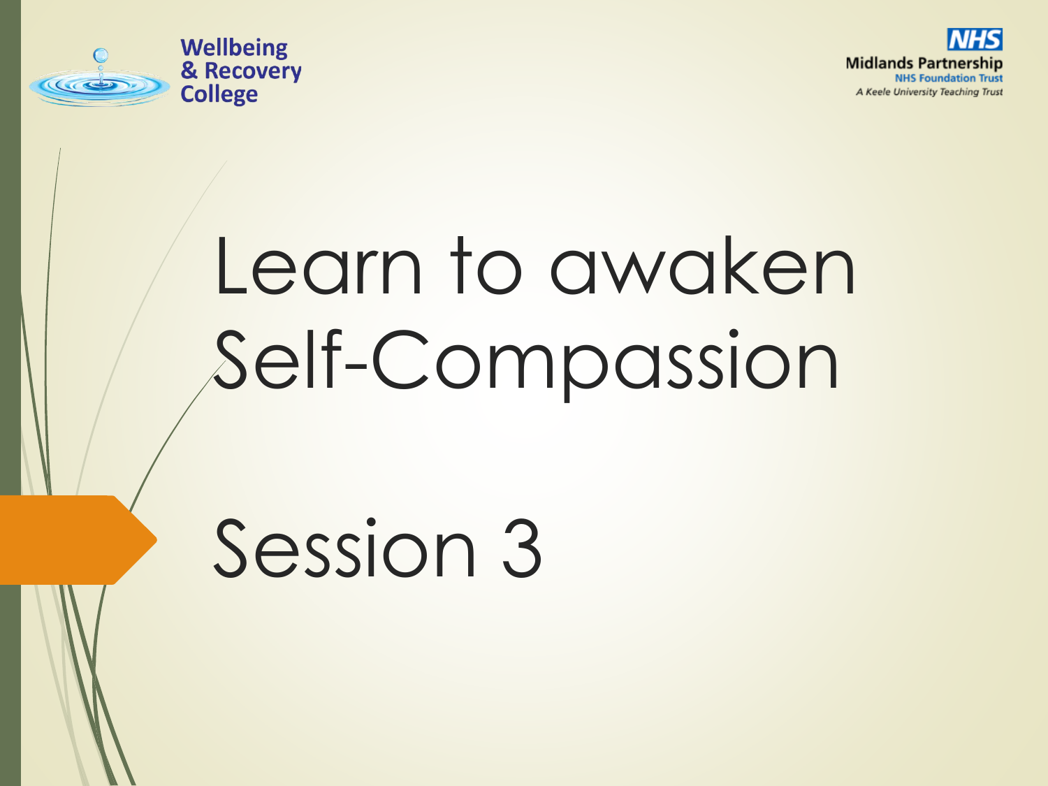Wellbeing & Recovery College

Midlands Partnership NHS Foundation Trust
A Keele University Teaching Trust

# Learn to awaken Self-Compassion

## Session 3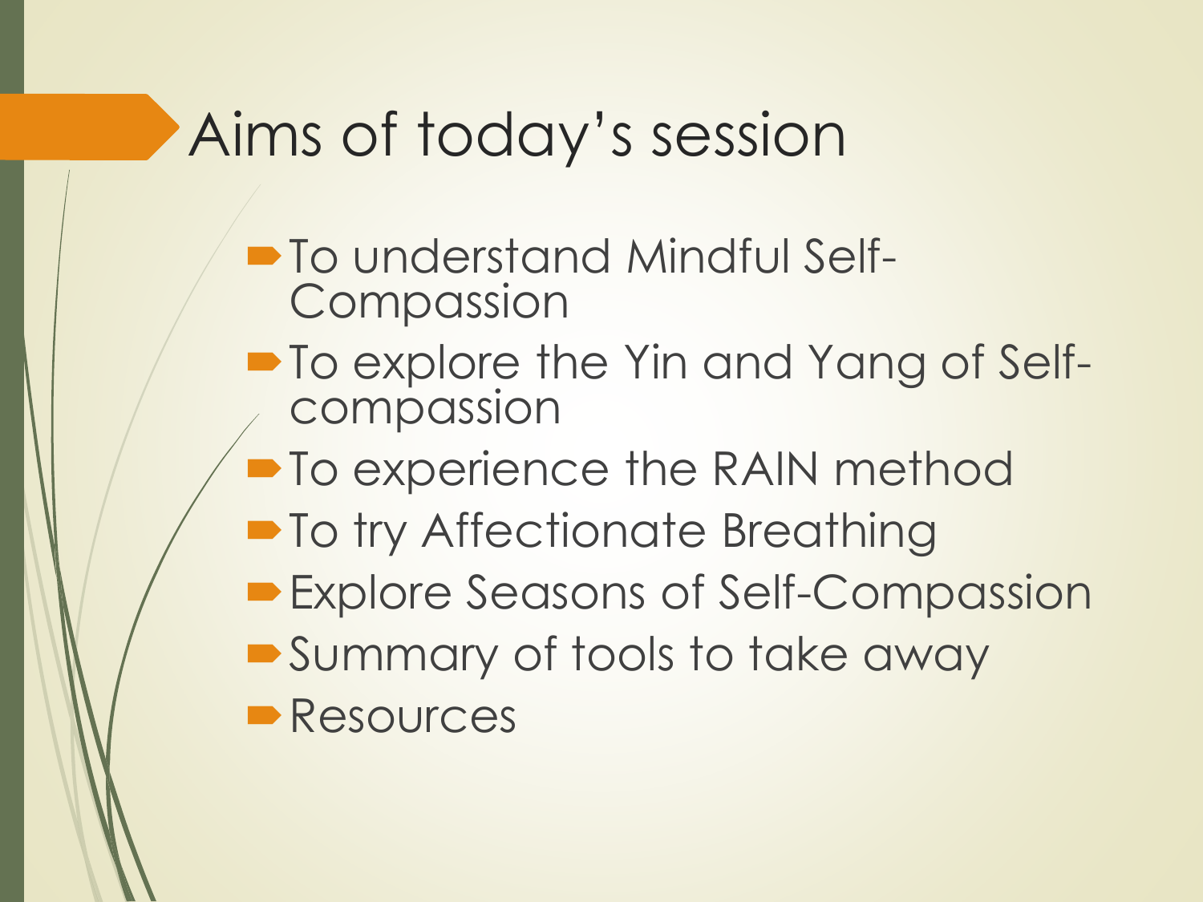# Aims of today's session

- To understand Mindful Self-Compassion
- To explore the Yin and Yang of Self-compassion
- To experience the RAIN method
- To try Affectionate Breathing
- Explore Seasons of Self-Compassion
- Summary of tools to take away
- Resources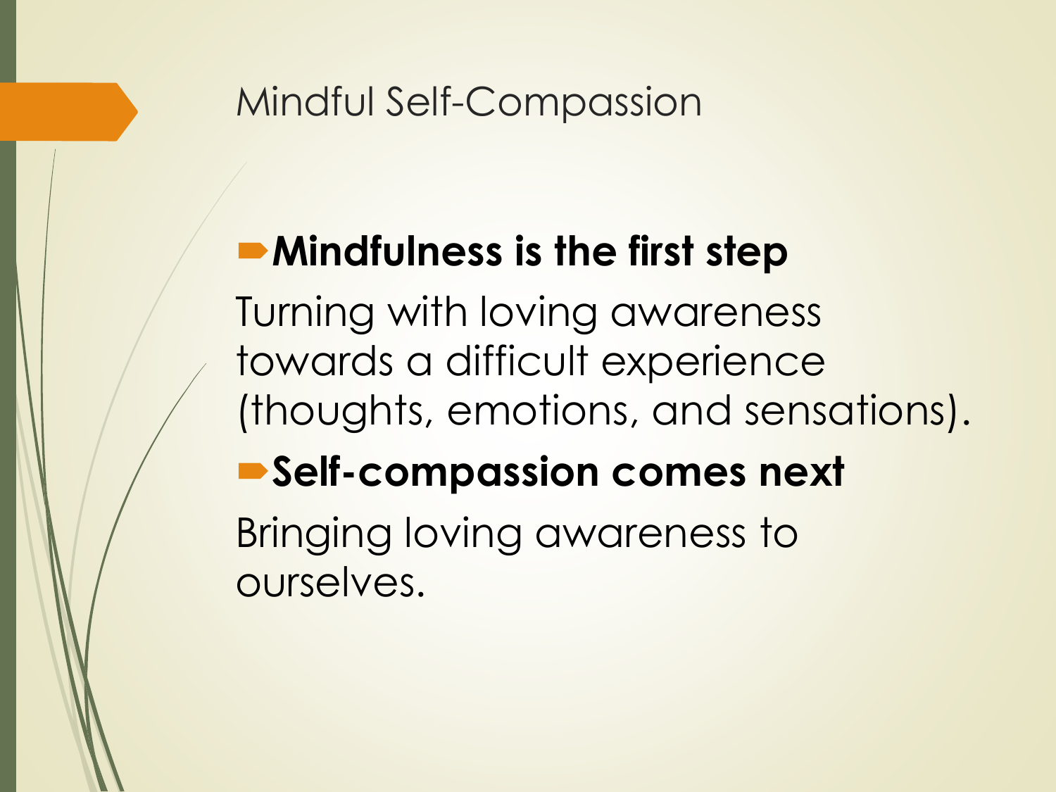# Mindful Self-Compassion

- **Mindfulness is the first step**

Turning with loving awareness towards a difficult experience (thoughts, emotions, and sensations).

- **Self-compassion comes next**

Bringing loving awareness to ourselves.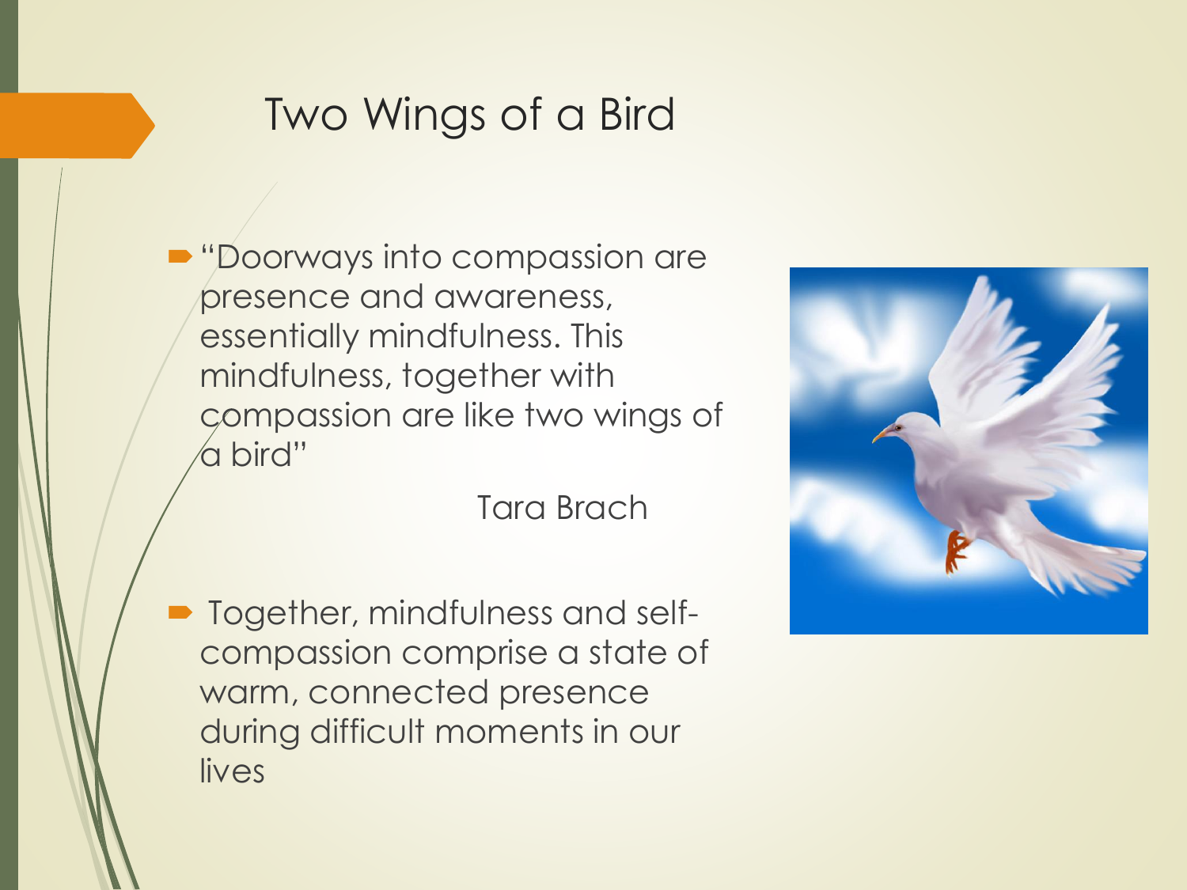# Two Wings of a Bird

- "Doorways into compassion are presence and awareness, essentially mindfulness. This mindfulness, together with compassion are like two wings of a bird"

  Tara Brach

- Together, mindfulness and self-compassion comprise a state of warm, connected presence during difficult moments in our lives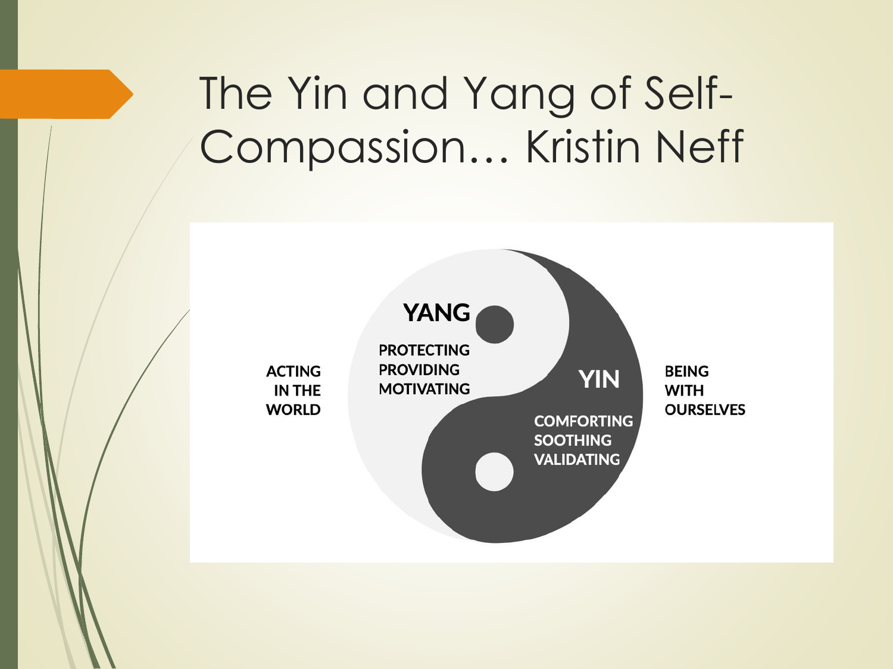# The Yin and Yang of Self-Compassion… Kristin Neff

ACTING IN THE WORLD

**YANG**

PROTECTING
PROVIDING
MOTIVATING

**YIN**

COMFORTING
SOOTHING
VALIDATING

BEING WITH OURSELVES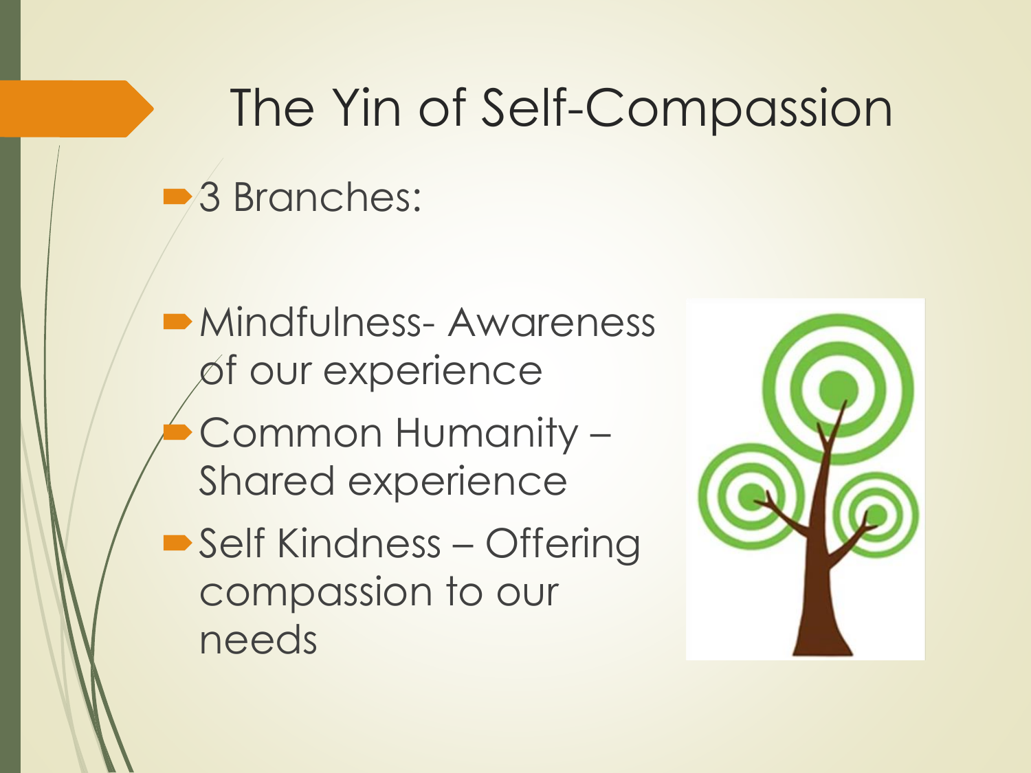# The Yin of Self-Compassion

- 3 Branches:

- Mindfulness- Awareness of our experience
- Common Humanity – Shared experience
- Self Kindness – Offering compassion to our needs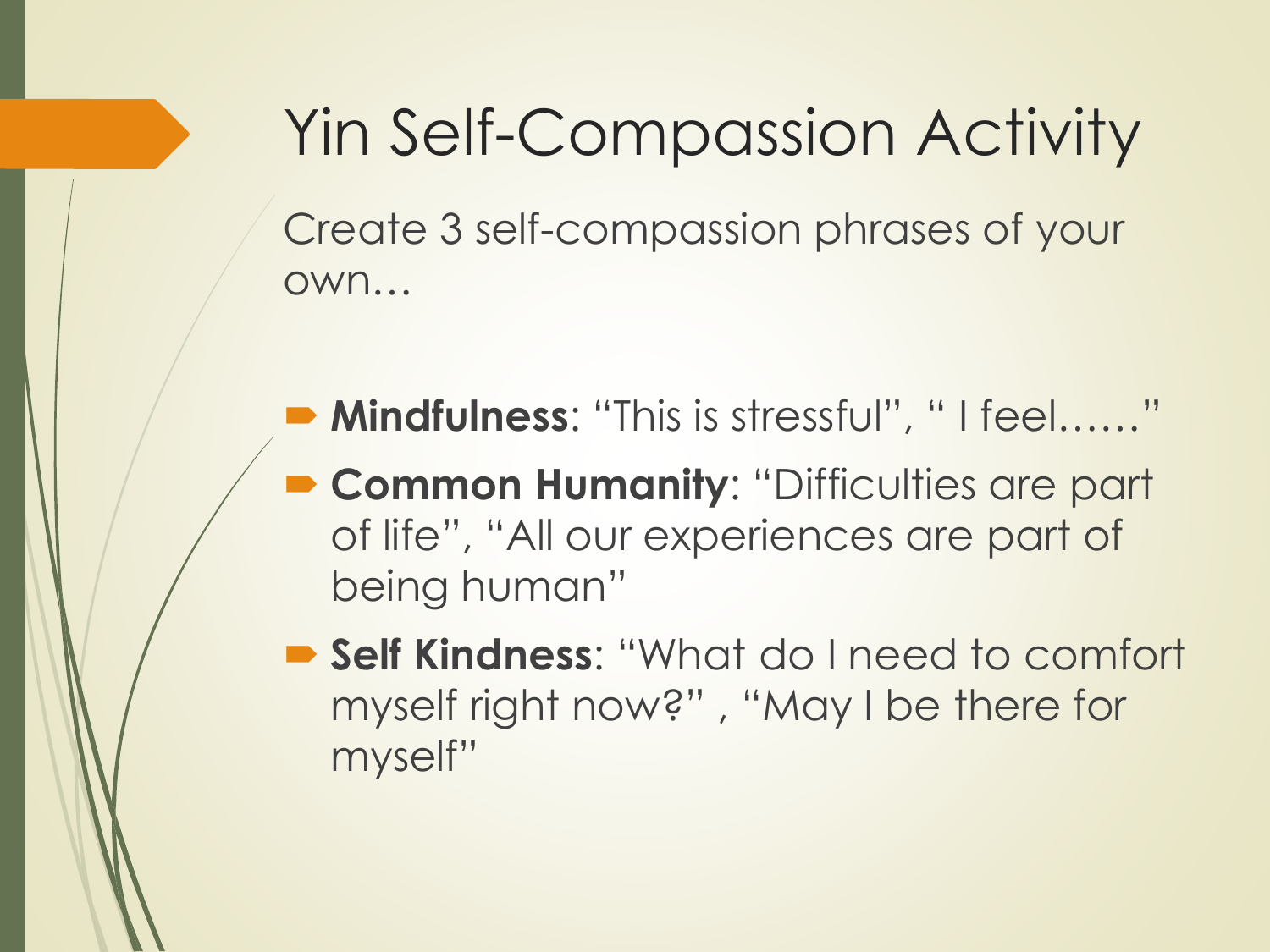# Yin Self-Compassion Activity

Create 3 self-compassion phrases of your own…

- **Mindfulness**: "This is stressful", " I feel……"
- **Common Humanity**: "Difficulties are part of life", "All our experiences are part of being human"
- **Self Kindness**: "What do I need to comfort myself right now?" , "May I be there for myself"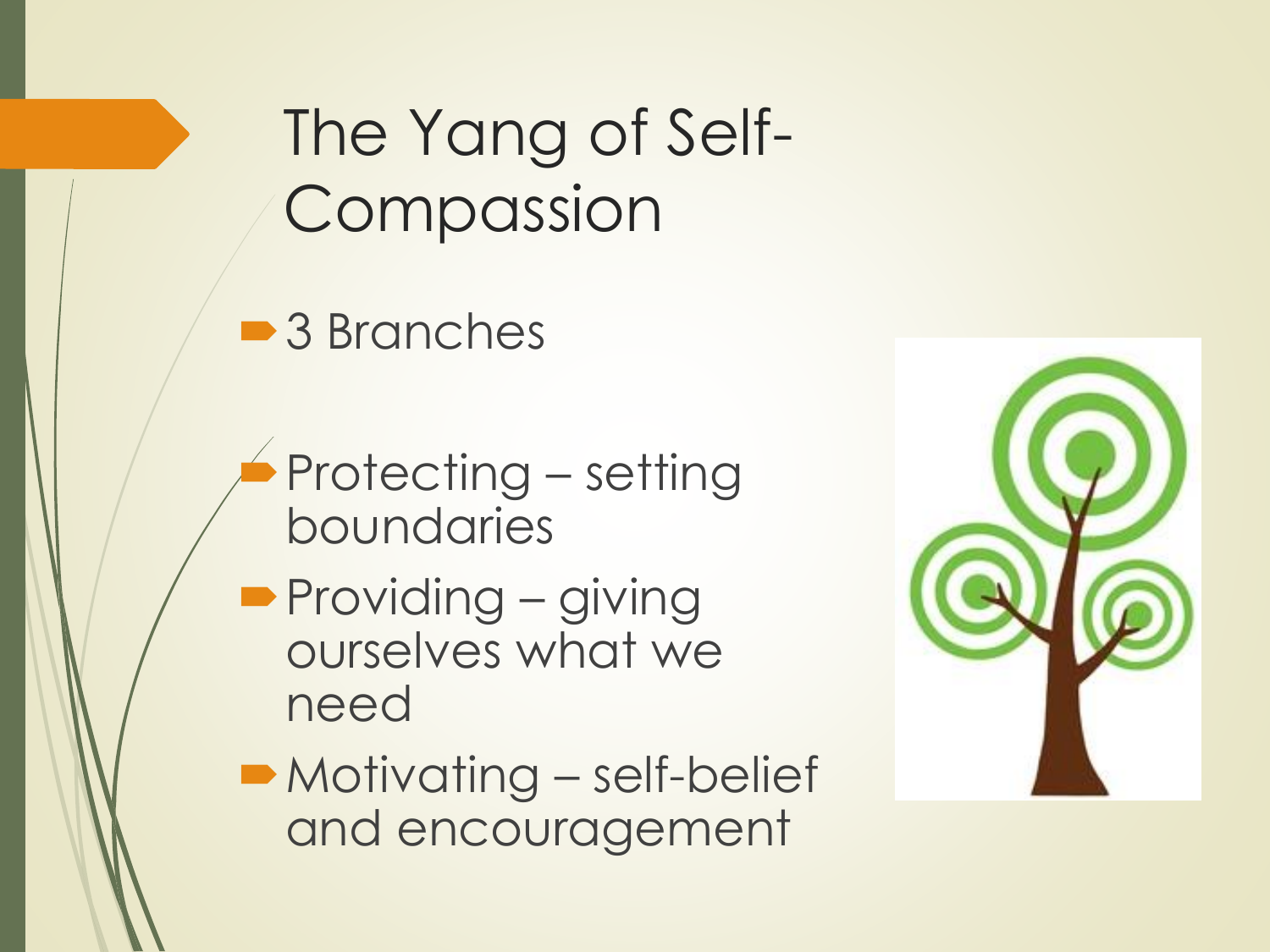# The Yang of Self-Compassion

- 3 Branches

- Protecting – setting boundaries
- Providing – giving ourselves what we need
- Motivating – self-belief and encouragement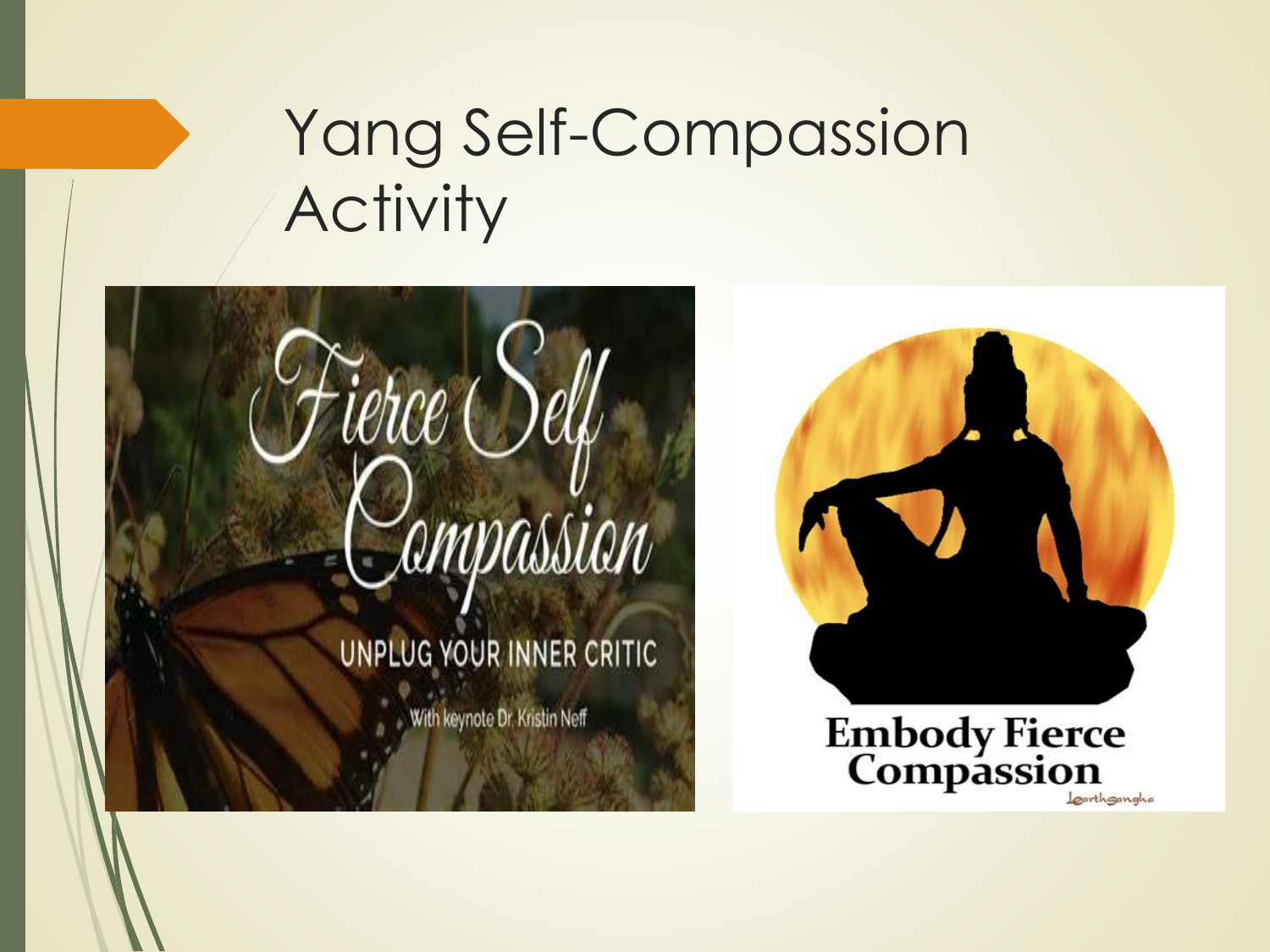# Yang Self-Compassion Activity

Fierce Self Compassion

UNPLUG YOUR INNER CRITIC

With keynote Dr. Kristin Neff

Embody Fierce Compassion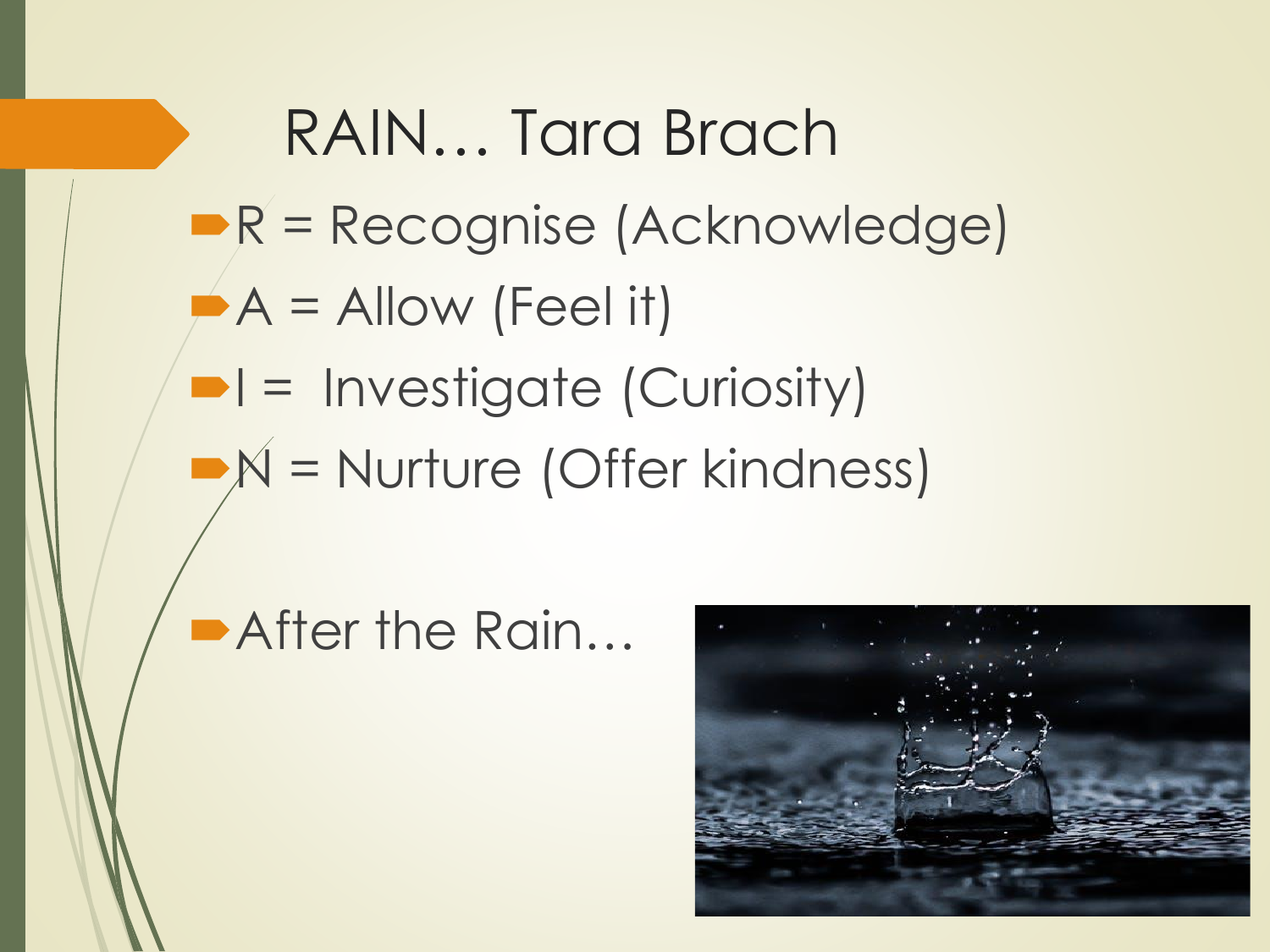# RAIN… Tara Brach

- R = Recognise (Acknowledge)
- A = Allow (Feel it)
- I = Investigate (Curiosity)
- N = Nurture (Offer kindness)

- After the Rain…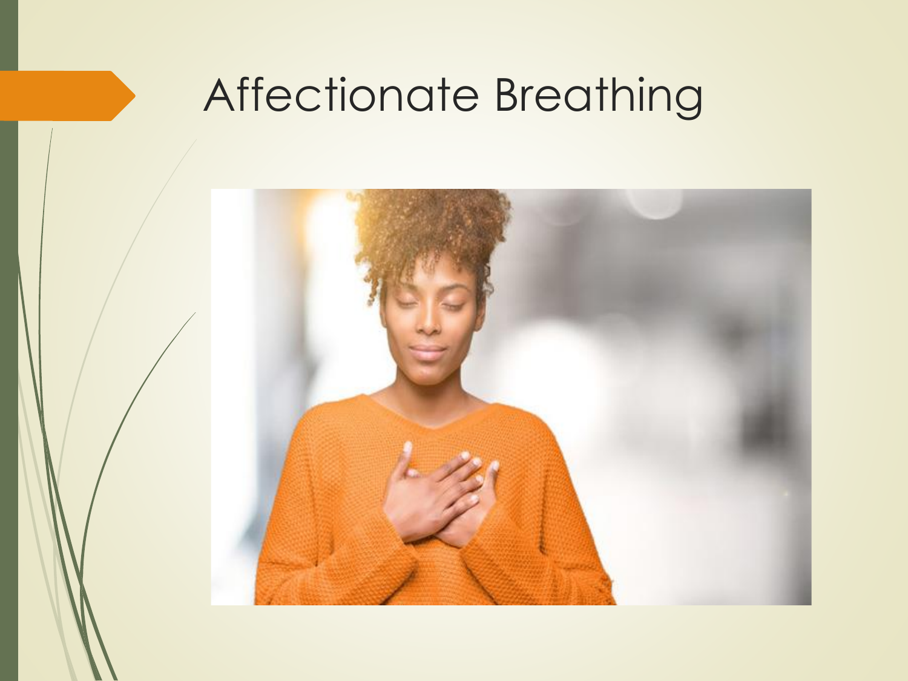# Affectionate Breathing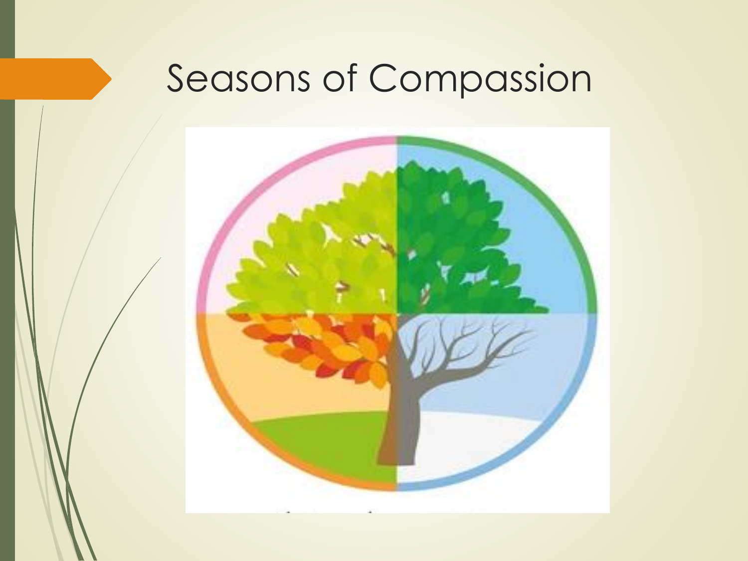# Seasons of Compassion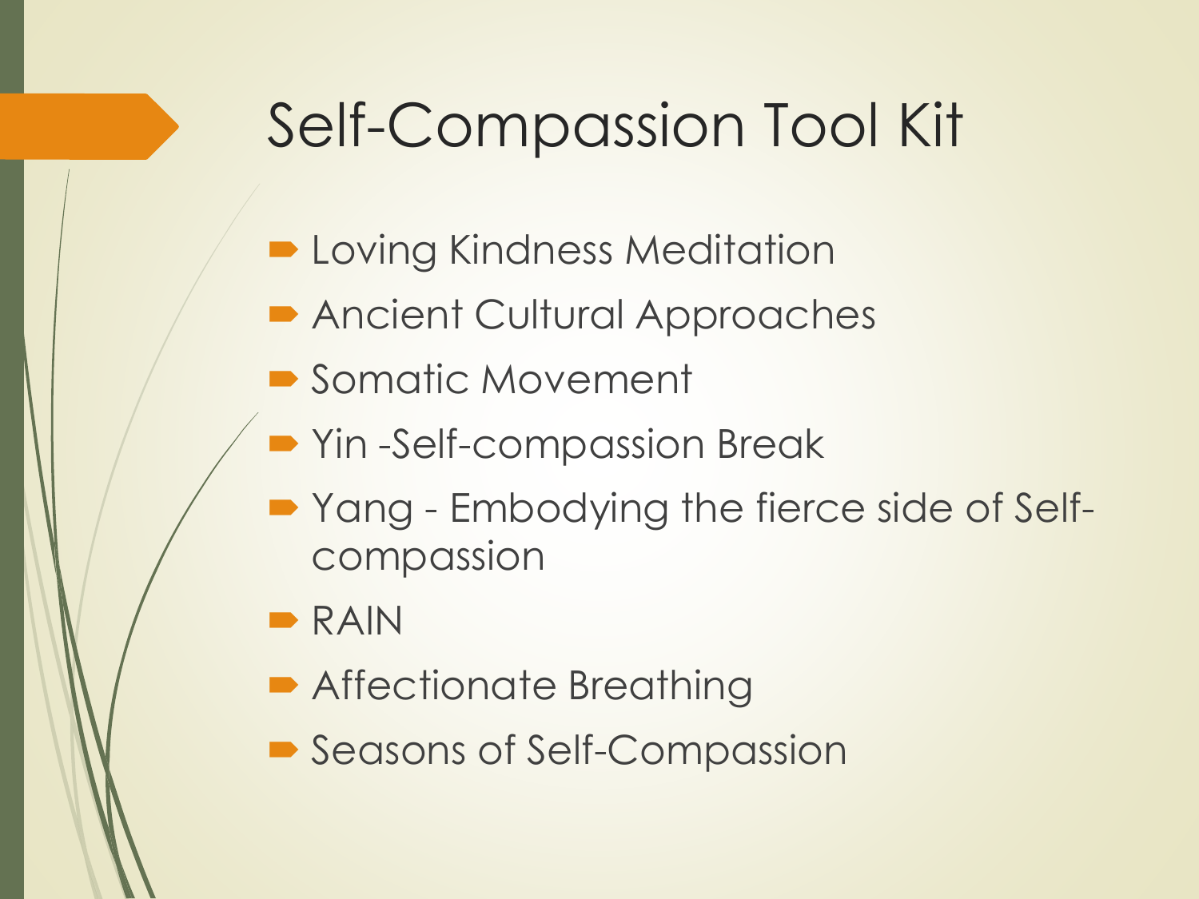# Self-Compassion Tool Kit

- Loving Kindness Meditation
- Ancient Cultural Approaches
- Somatic Movement
- Yin -Self-compassion Break
- Yang - Embodying the fierce side of Self-compassion
- RAIN
- Affectionate Breathing
- Seasons of Self-Compassion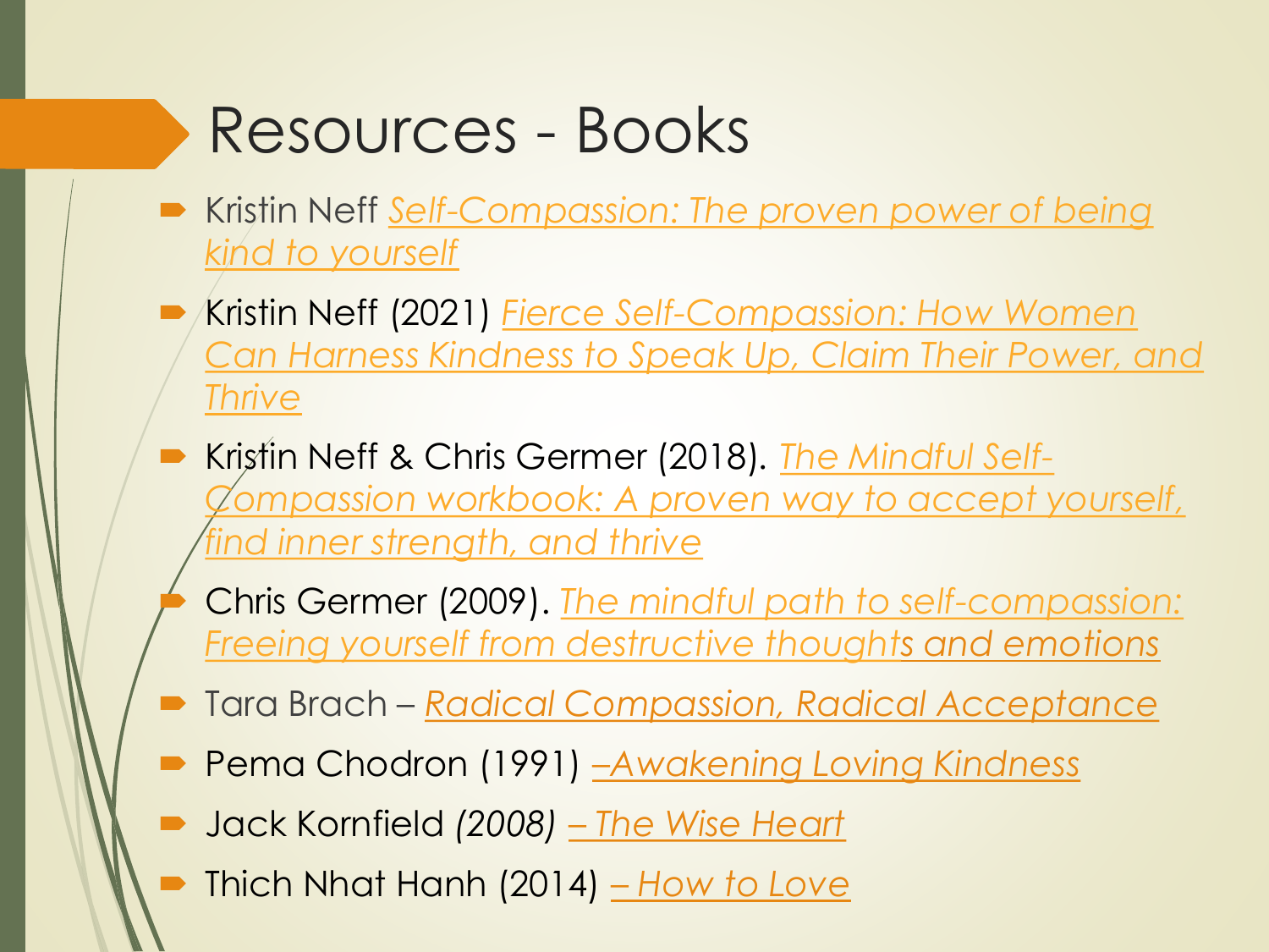# Resources - Books

- Kristin Neff *Self-Compassion: The proven power of being kind to yourself*
- Kristin Neff (2021) *Fierce Self-Compassion: How Women Can Harness Kindness to Speak Up, Claim Their Power, and Thrive*
- Kristin Neff & Chris Germer (2018). *The Mindful Self-Compassion workbook: A proven way to accept yourself, find inner strength, and thrive*
- Chris Germer (2009). *The mindful path to self-compassion: Freeing yourself from destructive thoughts and emotions*
- Tara Brach – *Radical Compassion, Radical Acceptance*
- Pema Chodron (1991) *–Awakening Loving Kindness*
- Jack Kornfield *(2008)* *– The Wise Heart*
- Thich Nhat Hanh (2014) *– How to Love*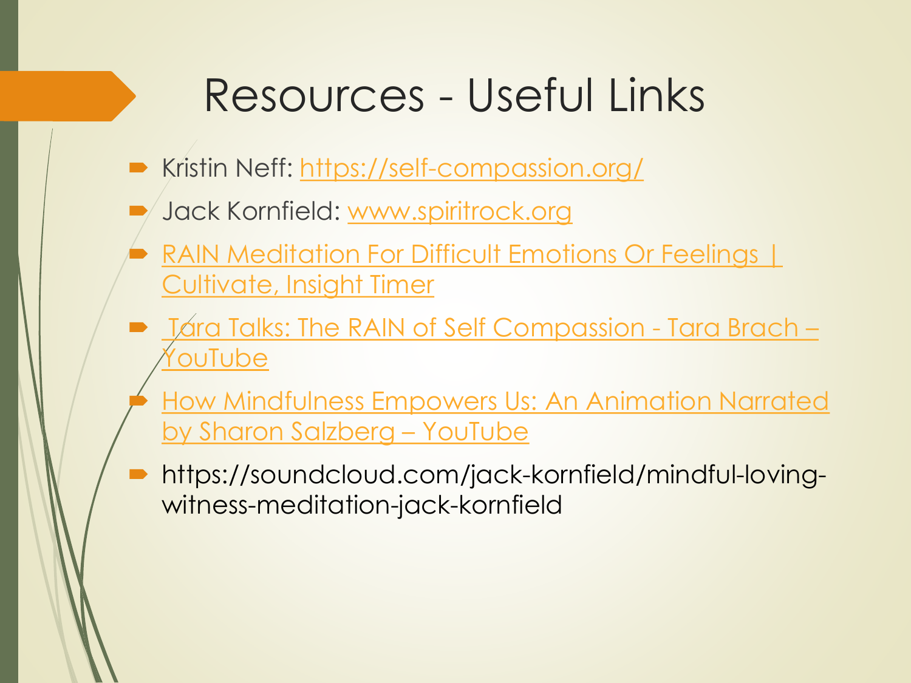# Resources - Useful Links

- Kristin Neff: https://self-compassion.org/
- Jack Kornfield: www.spiritrock.org
- RAIN Meditation For Difficult Emotions Or Feelings | Cultivate, Insight Timer
- Tara Talks: The RAIN of Self Compassion - Tara Brach – YouTube
- How Mindfulness Empowers Us: An Animation Narrated by Sharon Salzberg – YouTube
- https://soundcloud.com/jack-kornfield/mindful-loving-witness-meditation-jack-kornfield